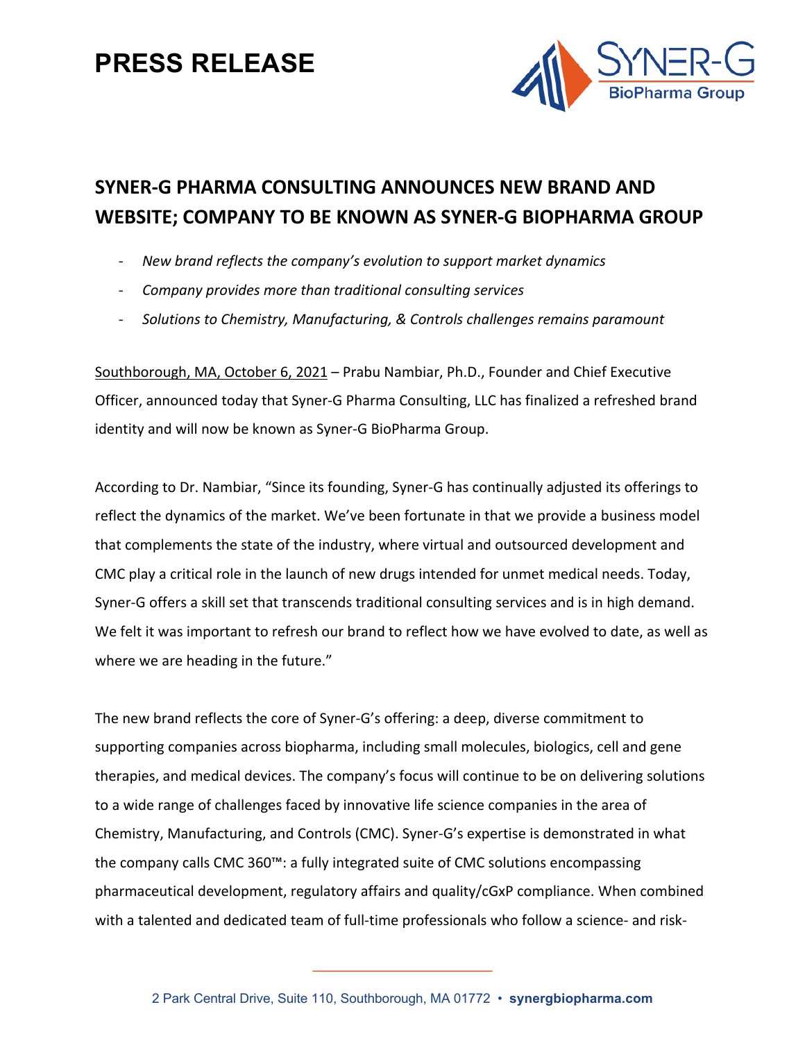# PRESS RELEASE

## SYNER-G PHARMA CONSULTING ANNOUNCES NEW BRAND AND WEBSITE; COMPANY TO BE KNOWN AS SYNER-G BIOPHARMA GROUP

- *New brand reflects the company's evolution to support market dynamics*
- *Company provides more than traditional consulting services*
- *Solutions to Chemistry, Manufacturing, & Controls challenges remains paramount*

Southborough, MA, October 6, 2021 – Prabu Nambiar, Ph.D., Founder and Chief Executive Officer, announced today that Syner-G Pharma Consulting, LLC has finalized a refreshed brand identity and will now be known as Syner-G BioPharma Group.

According to Dr. Nambiar, "Since its founding, Syner-G has continually adjusted its offerings to reflect the dynamics of the market. We've been fortunate in that we provide a business model that complements the state of the industry, where virtual and outsourced development and CMC play a critical role in the launch of new drugs intended for unmet medical needs. Today, Syner-G offers a skill set that transcends traditional consulting services and is in high demand. We felt it was important to refresh our brand to reflect how we have evolved to date, as well as where we are heading in the future."

The new brand reflects the core of Syner-G's offering: a deep, diverse commitment to supporting companies across biopharma, including small molecules, biologics, cell and gene therapies, and medical devices. The company's focus will continue to be on delivering solutions to a wide range of challenges faced by innovative life science companies in the area of Chemistry, Manufacturing, and Controls (CMC). Syner-G's expertise is demonstrated in what the company calls CMC 360™: a fully integrated suite of CMC solutions encompassing pharmaceutical development, regulatory affairs and quality/cGxP compliance. When combined with a talented and dedicated team of full-time professionals who follow a science- and risk-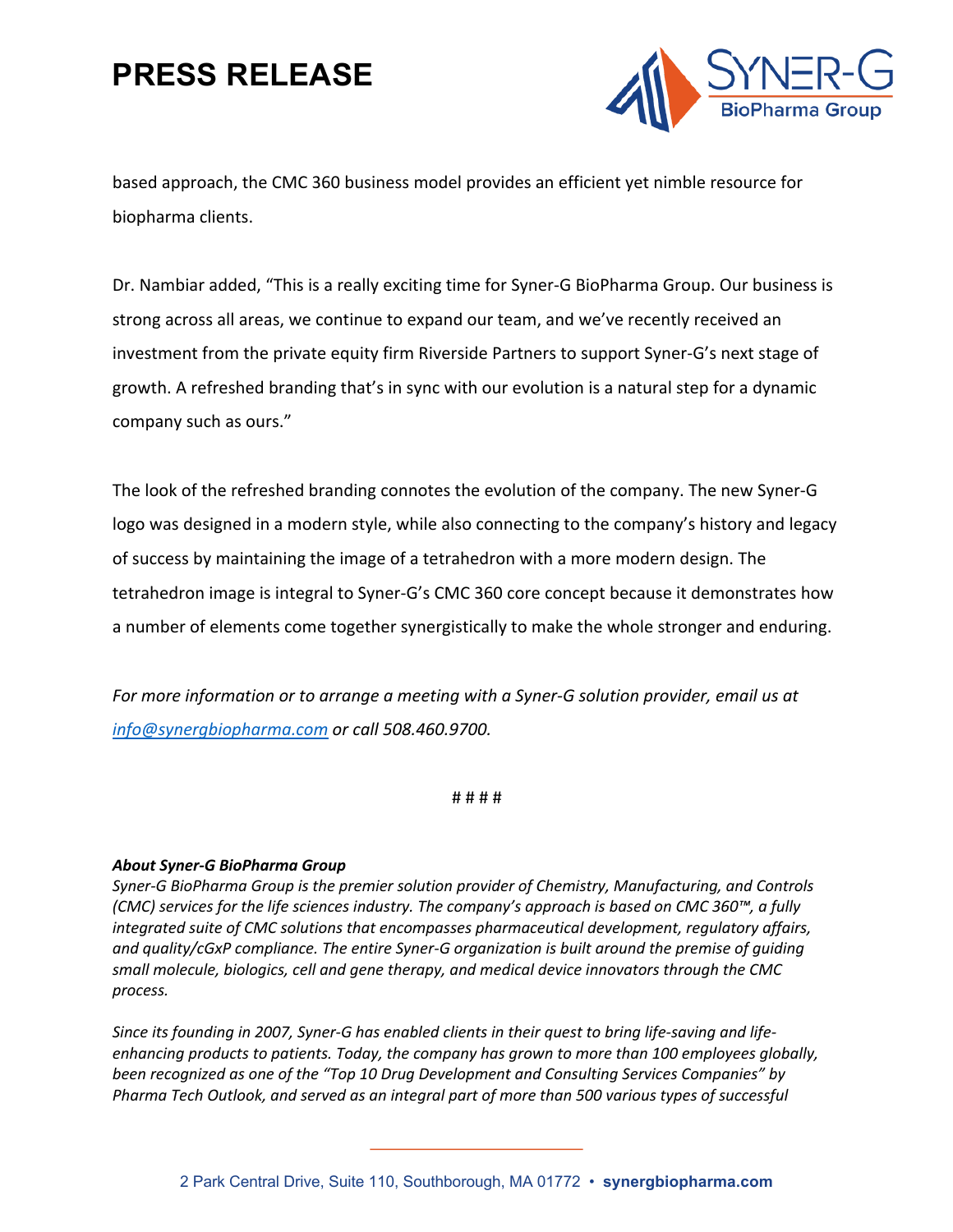based approach, the CMC 360 business model provides an efficient yet nimble resource for biopharma clients.

Dr. Nambiar added, “This is a really exciting time for Syner-G BioPharma Group. Our business is strong across all areas, we continue to expand our team, and we’ve recently received an investment from the private equity firm Riverside Partners to support Syner-G’s next stage of growth. A refreshed branding that’s in sync with our evolution is a natural step for a dynamic company such as ours.”

The look of the refreshed branding connotes the evolution of the company. The new Syner-G logo was designed in a modern style, while also connecting to the company’s history and legacy of success by maintaining the image of a tetrahedron with a more modern design. The tetrahedron image is integral to Syner-G’s CMC 360 core concept because it demonstrates how a number of elements come together synergistically to make the whole stronger and enduring.

*For more information or to arrange a meeting with a Syner-G solution provider, email us at [info@synergbiopharma.com](mailto:info@synergbiopharma.com) or call 508.460.9700.*

# # # #

***About Syner-G BioPharma Group***

*Syner-G BioPharma Group is the premier solution provider of Chemistry, Manufacturing, and Controls (CMC) services for the life sciences industry. The company’s approach is based on CMC 360™, a fully integrated suite of CMC solutions that encompasses pharmaceutical development, regulatory affairs, and quality/cGxP compliance. The entire Syner-G organization is built around the premise of guiding small molecule, biologics, cell and gene therapy, and medical device innovators through the CMC process.*

*Since its founding in 2007, Syner-G has enabled clients in their quest to bring life-saving and life-enhancing products to patients. Today, the company has grown to more than 100 employees globally, been recognized as one of the “Top 10 Drug Development and Consulting Services Companies” by Pharma Tech Outlook, and served as an integral part of more than 500 various types of successful*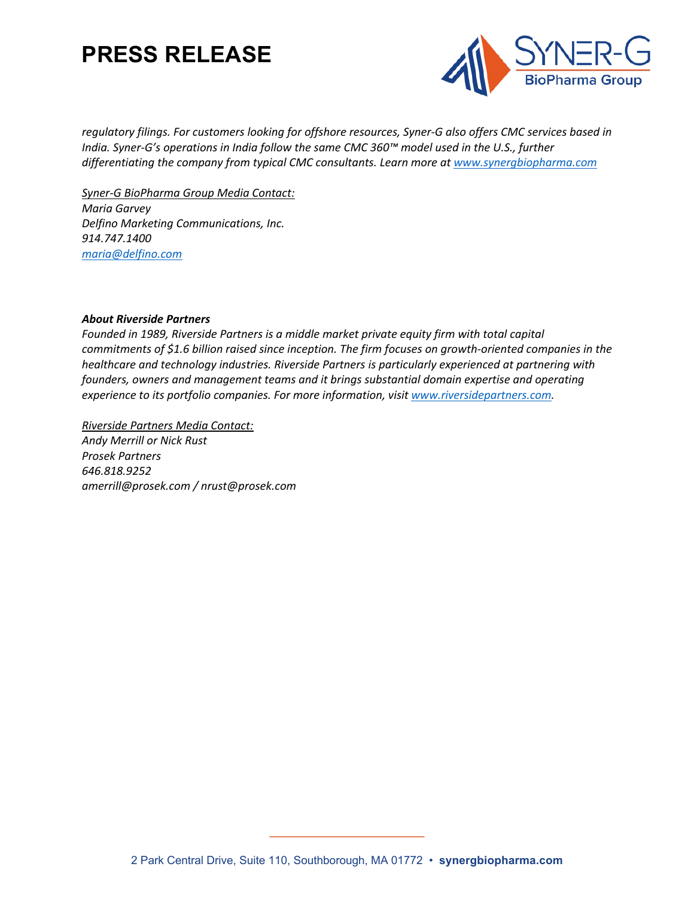*regulatory filings. For customers looking for offshore resources, Syner-G also offers CMC services based in India. Syner-G's operations in India follow the same CMC 360™ model used in the U.S., further differentiating the company from typical CMC consultants. Learn more at [www.synergbiopharma.com](http://www.synergbiopharma.com)*

*Syner-G BioPharma Group Media Contact:*
*Maria Garvey*
*Delfino Marketing Communications, Inc.*
*914.747.1400*
*[maria@delfino.com](mailto:maria@delfino.com)*

***About Riverside Partners***

*Founded in 1989, Riverside Partners is a middle market private equity firm with total capital commitments of $1.6 billion raised since inception. The firm focuses on growth-oriented companies in the healthcare and technology industries. Riverside Partners is particularly experienced at partnering with founders, owners and management teams and it brings substantial domain expertise and operating experience to its portfolio companies. For more information, visit [www.riversidepartners.com](http://www.riversidepartners.com).*

*Riverside Partners Media Contact:*
*Andy Merrill or Nick Rust*
*Prosek Partners*
*646.818.9252*
*amerrill@prosek.com / nrust@prosek.com*